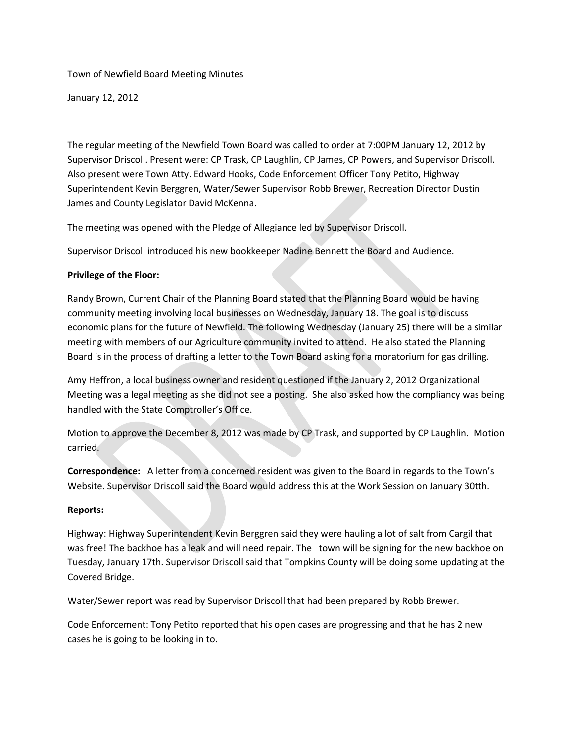Town of Newfield Board Meeting Minutes

January 12, 2012

The regular meeting of the Newfield Town Board was called to order at 7:00PM January 12, 2012 by Supervisor Driscoll. Present were: CP Trask, CP Laughlin, CP James, CP Powers, and Supervisor Driscoll. Also present were Town Atty. Edward Hooks, Code Enforcement Officer Tony Petito, Highway Superintendent Kevin Berggren, Water/Sewer Supervisor Robb Brewer, Recreation Director Dustin James and County Legislator David McKenna.

The meeting was opened with the Pledge of Allegiance led by Supervisor Driscoll.

Supervisor Driscoll introduced his new bookkeeper Nadine Bennett the Board and Audience.

**Privilege of the Floor:**

Randy Brown, Current Chair of the Planning Board stated that the Planning Board would be having community meeting involving local businesses on Wednesday, January 18. The goal is to discuss economic plans for the future of Newfield. The following Wednesday (January 25) there will be a similar meeting with members of our Agriculture community invited to attend. He also stated the Planning Board is in the process of drafting a letter to the Town Board asking for a moratorium for gas drilling.

Amy Heffron, a local business owner and resident questioned if the January 2, 2012 Organizational Meeting was a legal meeting as she did not see a posting. She also asked how the compliancy was being handled with the State Comptroller's Office.

Motion to approve the December 8, 2012 was made by CP Trask, and supported by CP Laughlin. Motion carried.

**Correspondence:** A letter from a concerned resident was given to the Board in regards to the Town's Website. Supervisor Driscoll said the Board would address this at the Work Session on January 30tth.

**Reports:**

Highway: Highway Superintendent Kevin Berggren said they were hauling a lot of salt from Cargil that was free! The backhoe has a leak and will need repair. The town will be signing for the new backhoe on Tuesday, January 17th. Supervisor Driscoll said that Tompkins County will be doing some updating at the Covered Bridge.

Water/Sewer report was read by Supervisor Driscoll that had been prepared by Robb Brewer.

Code Enforcement: Tony Petito reported that his open cases are progressing and that he has 2 new cases he is going to be looking in to.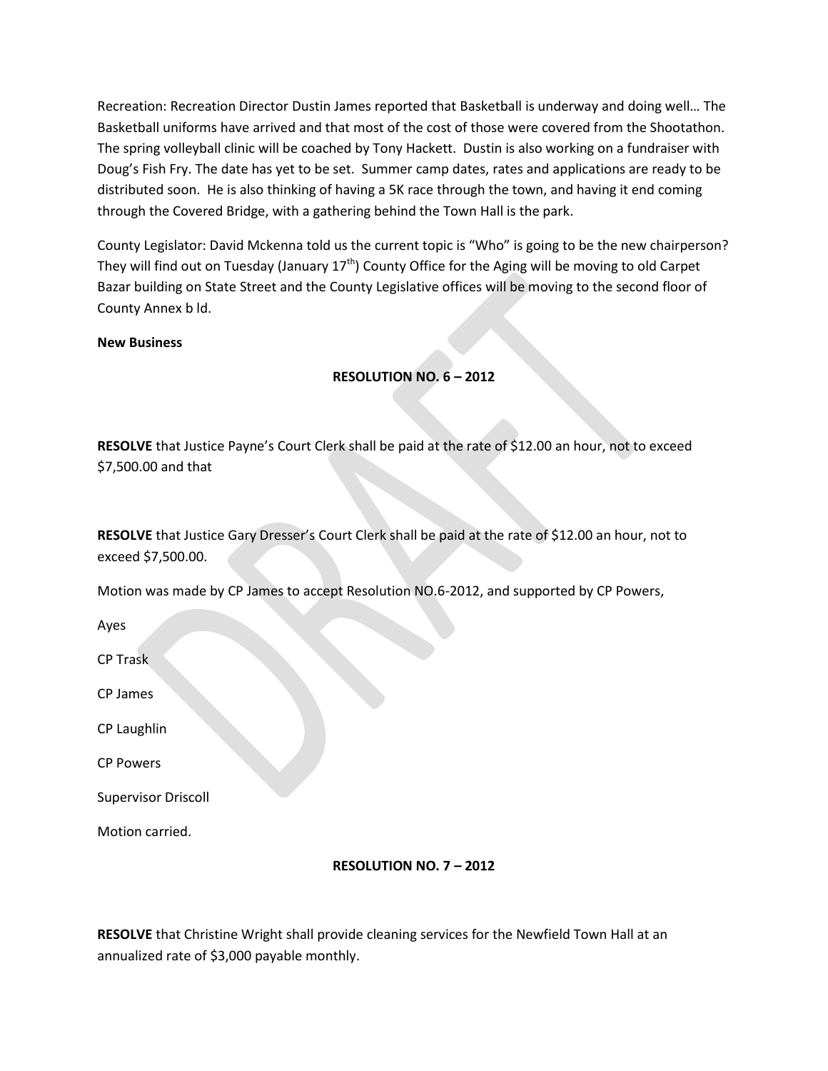Recreation: Recreation Director Dustin James reported that Basketball is underway and doing well… The Basketball uniforms have arrived and that most of the cost of those were covered from the Shootathon. The spring volleyball clinic will be coached by Tony Hackett. Dustin is also working on a fundraiser with Doug's Fish Fry. The date has yet to be set. Summer camp dates, rates and applications are ready to be distributed soon. He is also thinking of having a 5K race through the town, and having it end coming through the Covered Bridge, with a gathering behind the Town Hall is the park.

County Legislator: David Mckenna told us the current topic is "Who" is going to be the new chairperson? They will find out on Tuesday (January 17th) County Office for the Aging will be moving to old Carpet Bazar building on State Street and the County Legislative offices will be moving to the second floor of County Annex b ld.

**New Business**

**RESOLUTION NO. 6 – 2012**

**RESOLVE** that Justice Payne's Court Clerk shall be paid at the rate of $12.00 an hour, not to exceed $7,500.00 and that

**RESOLVE** that Justice Gary Dresser's Court Clerk shall be paid at the rate of $12.00 an hour, not to exceed $7,500.00.

Motion was made by CP James to accept Resolution NO.6-2012, and supported by CP Powers,

Ayes

CP Trask

CP James

CP Laughlin

CP Powers

Supervisor Driscoll

Motion carried.

**RESOLUTION NO. 7 – 2012**

**RESOLVE** that Christine Wright shall provide cleaning services for the Newfield Town Hall at an annualized rate of $3,000 payable monthly.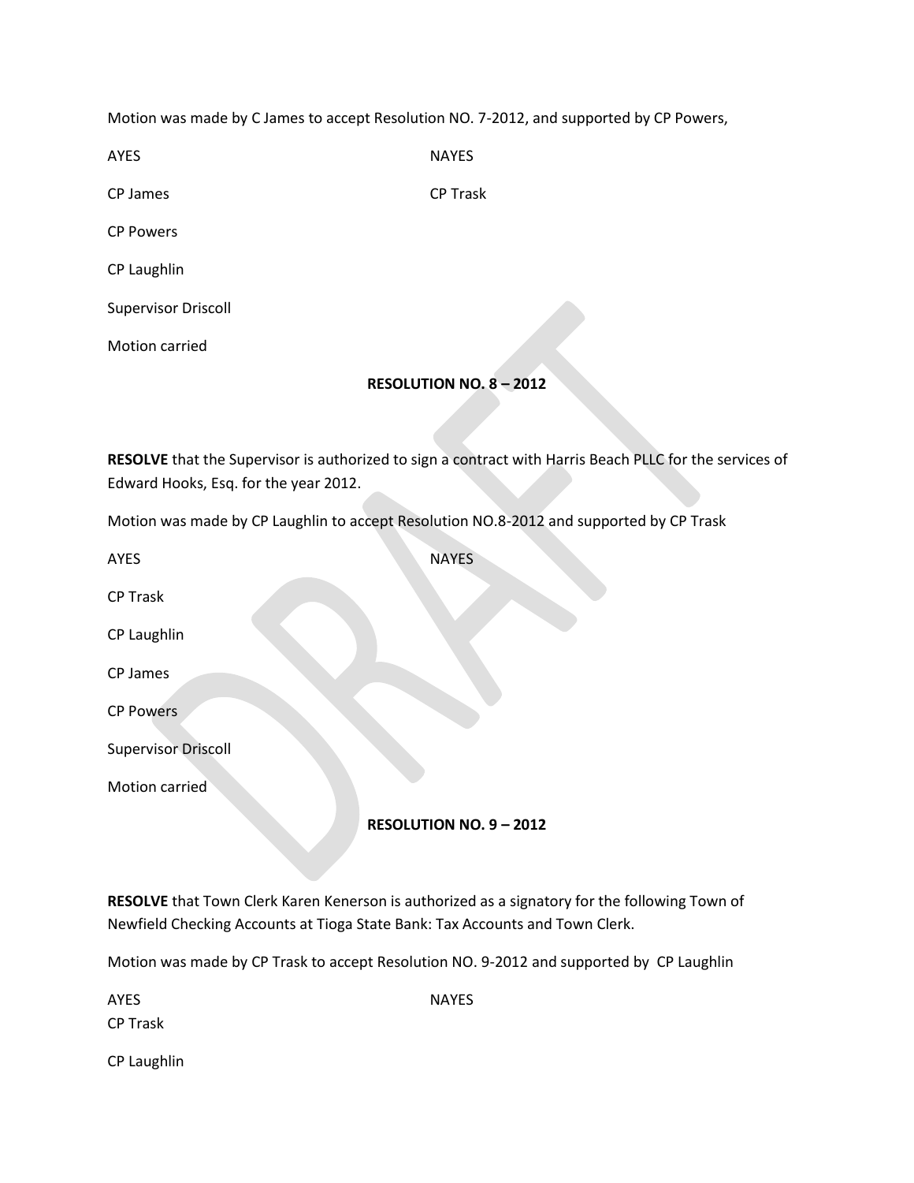Motion was made by C James to accept Resolution NO. 7-2012, and supported by CP Powers,

| AYES | NAYES |
|---|---|
| CP James | CP Trask |
| CP Powers | |
| CP Laughlin | |
| Supervisor Driscoll | |

Motion carried

**RESOLUTION NO. 8 – 2012**

**RESOLVE** that the Supervisor is authorized to sign a contract with Harris Beach PLLC for the services of Edward Hooks, Esq. for the year 2012.

Motion was made by CP Laughlin to accept Resolution NO.8-2012 and supported by CP Trask

| AYES | NAYES |
|---|---|
| CP Trask | |
| CP Laughlin | |
| CP James | |
| CP Powers | |
| Supervisor Driscoll | |

Motion carried

**RESOLUTION NO. 9 – 2012**

**RESOLVE** that Town Clerk Karen Kenerson is authorized as a signatory for the following Town of Newfield Checking Accounts at Tioga State Bank: Tax Accounts and Town Clerk.

Motion was made by CP Trask to accept Resolution NO. 9-2012 and supported by CP Laughlin

| AYES | NAYES |
|---|---|
| CP Trask | |
| CP Laughlin | |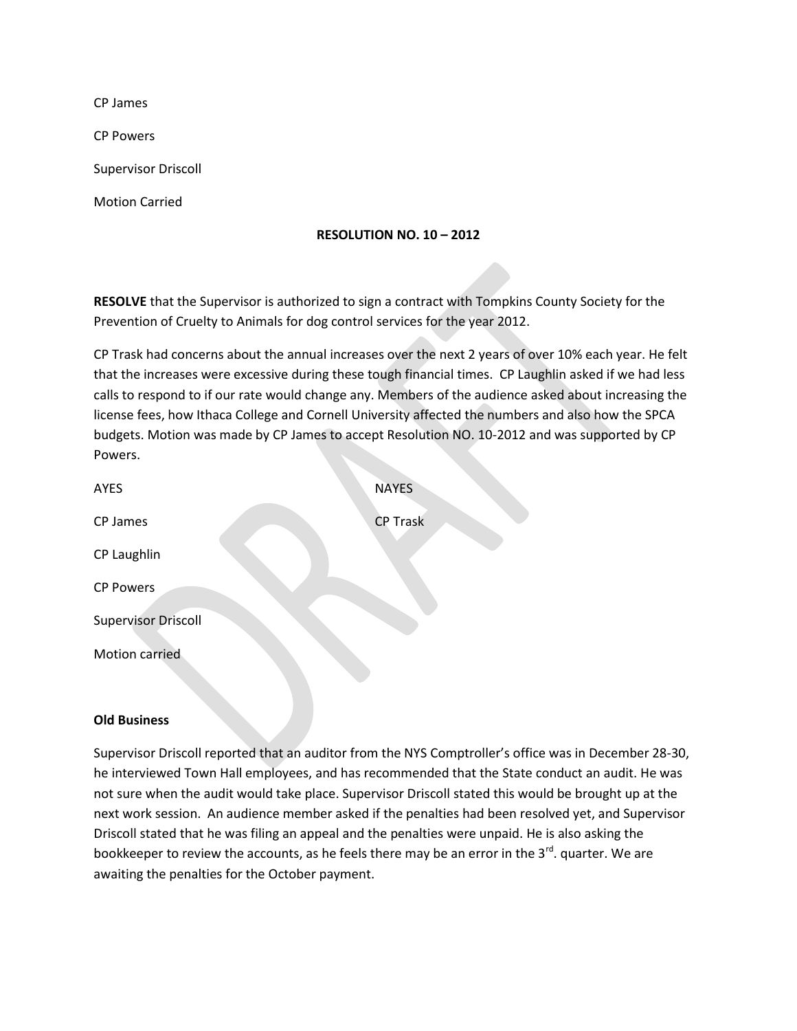CP James

CP Powers

Supervisor Driscoll

Motion Carried

**RESOLUTION NO. 10 – 2012**

**RESOLVE** that the Supervisor is authorized to sign a contract with Tompkins County Society for the Prevention of Cruelty to Animals for dog control services for the year 2012.

CP Trask had concerns about the annual increases over the next 2 years of over 10% each year. He felt that the increases were excessive during these tough financial times. CP Laughlin asked if we had less calls to respond to if our rate would change any. Members of the audience asked about increasing the license fees, how Ithaca College and Cornell University affected the numbers and also how the SPCA budgets. Motion was made by CP James to accept Resolution NO. 10-2012 and was supported by CP Powers.

| AYES | NAYES |
| --- | --- |
| CP James | CP Trask |
| CP Laughlin | |
| CP Powers | |
| Supervisor Driscoll | |

Motion carried

**Old Business**

Supervisor Driscoll reported that an auditor from the NYS Comptroller's office was in December 28-30, he interviewed Town Hall employees, and has recommended that the State conduct an audit. He was not sure when the audit would take place. Supervisor Driscoll stated this would be brought up at the next work session. An audience member asked if the penalties had been resolved yet, and Supervisor Driscoll stated that he was filing an appeal and the penalties were unpaid. He is also asking the bookkeeper to review the accounts, as he feels there may be an error in the 3rd. quarter. We are awaiting the penalties for the October payment.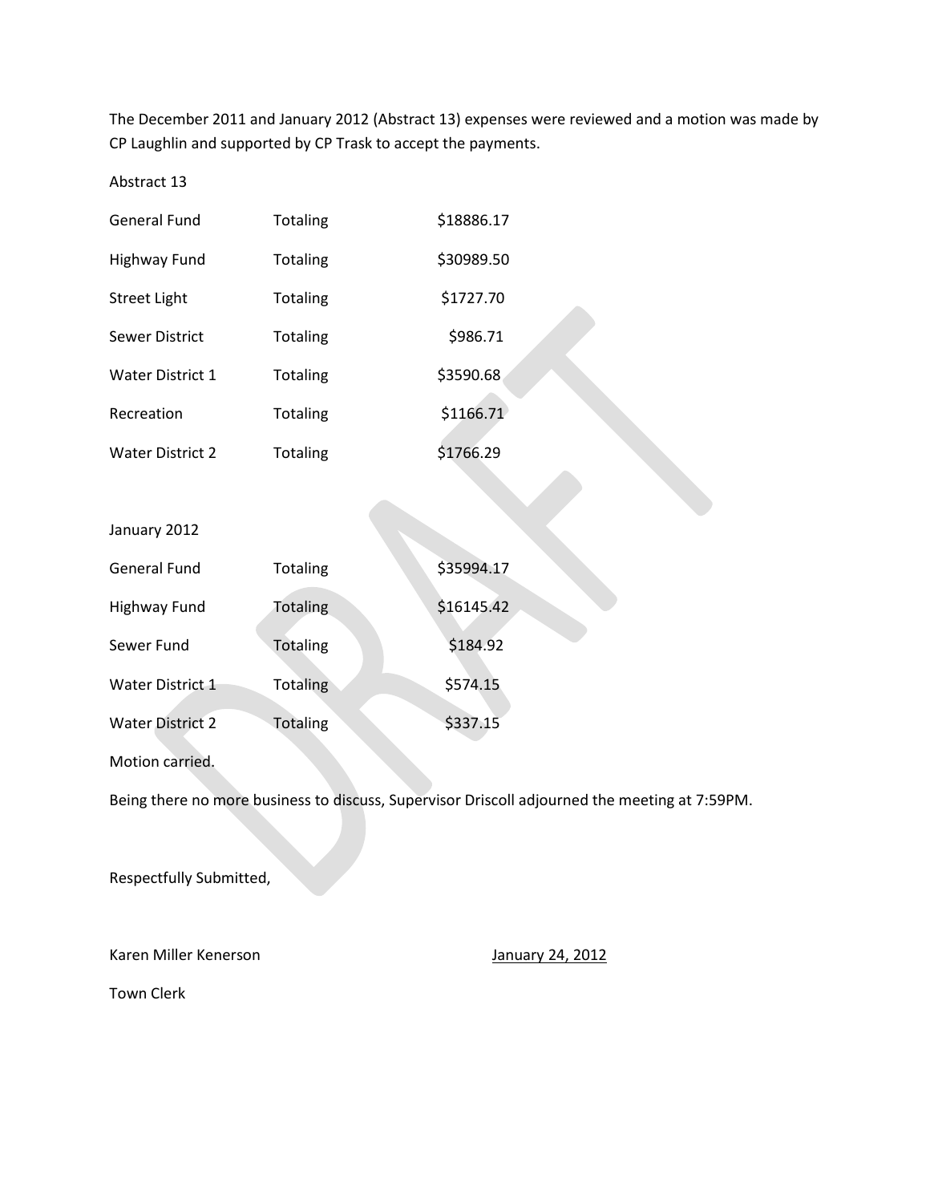The December 2011 and January 2012 (Abstract 13) expenses were reviewed and a motion was made by CP Laughlin and supported by CP Trask to accept the payments.

Abstract 13

| | | |
|---|---|---|
| General Fund | Totaling | $18886.17 |
| Highway Fund | Totaling | $30989.50 |
| Street Light | Totaling | $1727.70 |
| Sewer District | Totaling | $986.71 |
| Water District 1 | Totaling | $3590.68 |
| Recreation | Totaling | $1166.71 |
| Water District 2 | Totaling | $1766.29 |

January 2012

| | | |
|---|---|---|
| General Fund | Totaling | $35994.17 |
| Highway Fund | Totaling | $16145.42 |
| Sewer Fund | Totaling | $184.92 |
| Water District 1 | Totaling | $574.15 |
| Water District 2 | Totaling | $337.15 |

Motion carried.

Being there no more business to discuss, Supervisor Driscoll adjourned the meeting at 7:59PM.

Respectfully Submitted,

Karen Miller Kenerson

January 24, 2012

Town Clerk